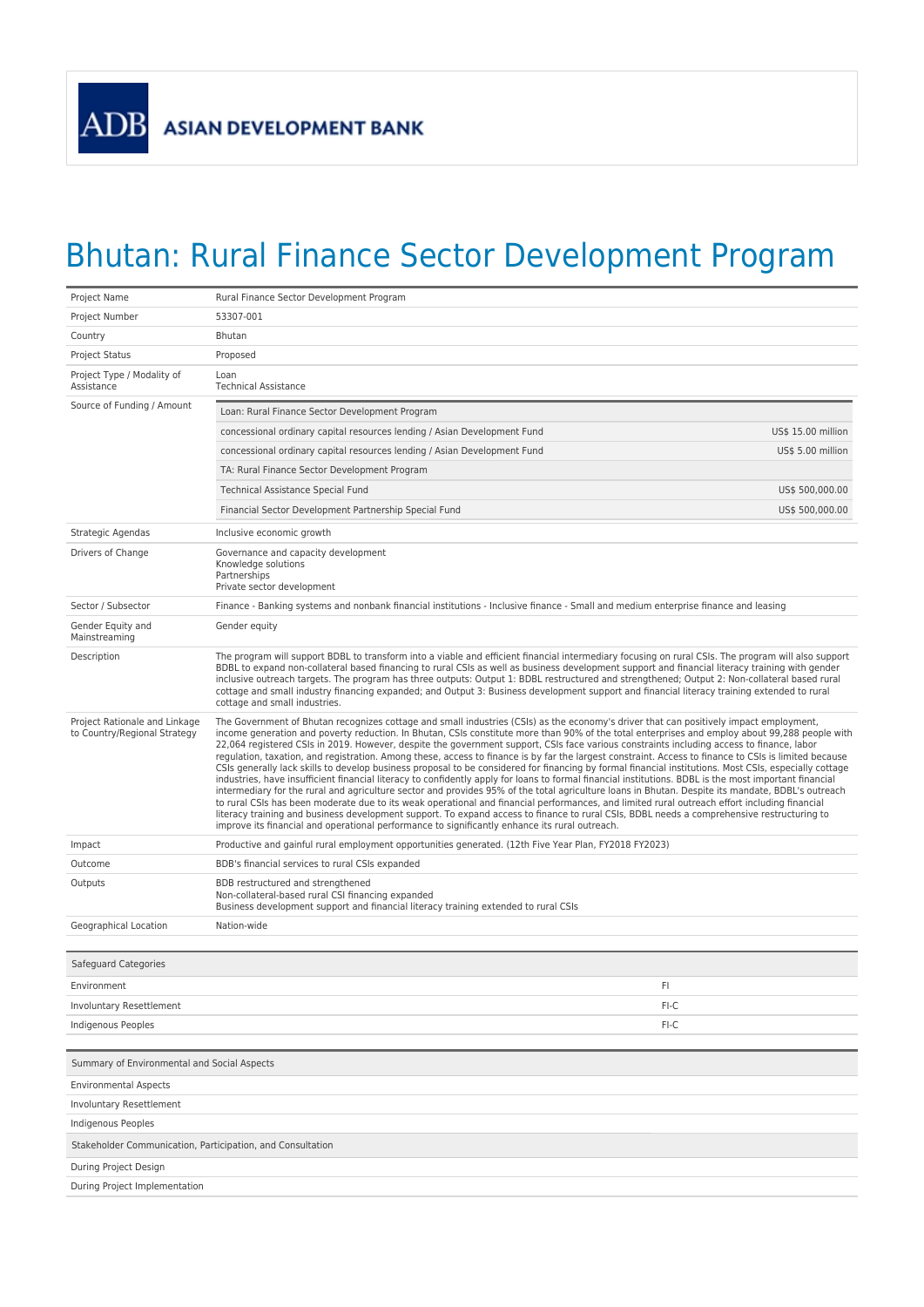ADB ASIAN DEVELOPMENT BANK

# Bhutan: Rural Finance Sector Development Program

| | | |
|---|---|---|
| Project Name | Rural Finance Sector Development Program | |
| Project Number | 53307-001 | |
| Country | Bhutan | |
| Project Status | Proposed | |
| Project Type / Modality of Assistance | Loan<br>Technical Assistance | |
| Source of Funding / Amount | Loan: Rural Finance Sector Development Program | |
| | concessional ordinary capital resources lending / Asian Development Fund | US$ 15.00 million |
| | concessional ordinary capital resources lending / Asian Development Fund | US$ 5.00 million |
| | TA: Rural Finance Sector Development Program | |
| | Technical Assistance Special Fund | US$ 500,000.00 |
| | Financial Sector Development Partnership Special Fund | US$ 500,000.00 |
| Strategic Agendas | Inclusive economic growth | |
| Drivers of Change | Governance and capacity development<br>Knowledge solutions<br>Partnerships<br>Private sector development | |
| Sector / Subsector | Finance - Banking systems and nonbank financial institutions - Inclusive finance - Small and medium enterprise finance and leasing | |
| Gender Equity and Mainstreaming | Gender equity | |
| Description | The program will support BDBL to transform into a viable and efficient financial intermediary focusing on rural CSIs. The program will also support BDBL to expand non-collateral based financing to rural CSIs as well as business development support and financial literacy training with gender inclusive outreach targets. The program has three outputs: Output 1: BDBL restructured and strengthened; Output 2: Non-collateral based rural cottage and small industry financing expanded; and Output 3: Business development support and financial literacy training extended to rural cottage and small industries. | |
| Project Rationale and Linkage to Country/Regional Strategy | The Government of Bhutan recognizes cottage and small industries (CSIs) as the economy's driver that can positively impact employment, income generation and poverty reduction. In Bhutan, CSIs constitute more than 90% of the total enterprises and employ about 99,288 people with 22,064 registered CSIs in 2019. However, despite the government support, CSIs face various constraints including access to finance, labor regulation, taxation, and registration. Among these, access to finance is by far the largest constraint. Access to finance to CSIs is limited because CSIs generally lack skills to develop business proposal to be considered for financing by formal financial institutions. Most CSIs, especially cottage industries, have insufficient financial literacy to confidently apply for loans to formal financial institutions. BDBL is the most important financial intermediary for the rural and agriculture sector and provides 95% of the total agriculture loans in Bhutan. Despite its mandate, BDBL's outreach to rural CSIs has been moderate due to its weak operational and financial performances, and limited rural outreach effort including financial literacy training and business development support. To expand access to finance to rural CSIs, BDBL needs a comprehensive restructuring to improve its financial and operational performance to significantly enhance its rural outreach. | |
| Impact | Productive and gainful rural employment opportunities generated. (12th Five Year Plan, FY2018 FY2023) | |
| Outcome | BDB's financial services to rural CSIs expanded | |
| Outputs | BDB restructured and strengthened<br>Non-collateral-based rural CSI financing expanded<br>Business development support and financial literacy training extended to rural CSIs | |
| Geographical Location | Nation-wide | |

| Safeguard Categories | |
|---|---|
| Environment | FI |
| Involuntary Resettlement | FI-C |
| Indigenous Peoples | FI-C |

| Summary of Environmental and Social Aspects |
|---|
| Environmental Aspects |
| Involuntary Resettlement |
| Indigenous Peoples |
| **Stakeholder Communication, Participation, and Consultation** |
| During Project Design |
| During Project Implementation |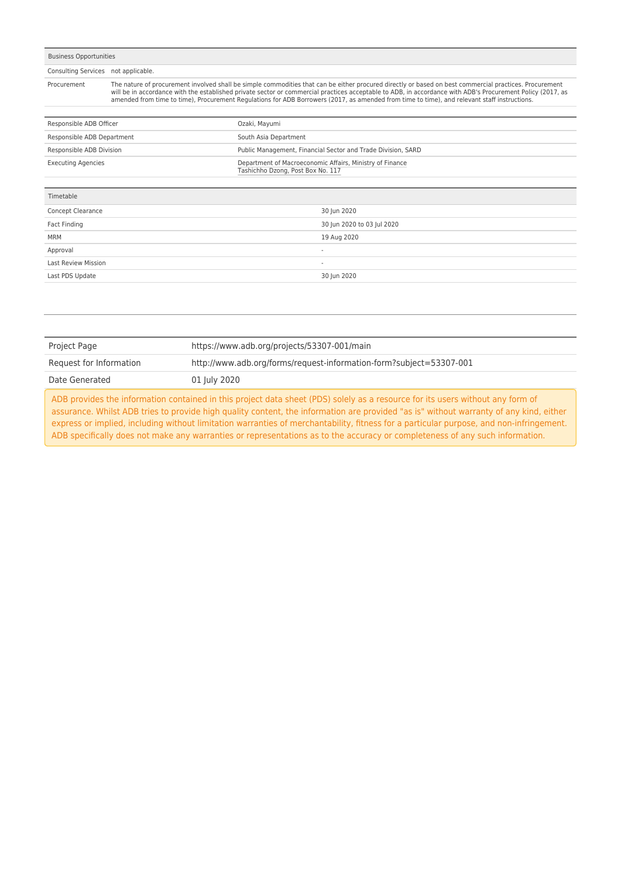| Business Opportunities | |
|---|---|
| Consulting Services | not applicable. |
| Procurement | The nature of procurement involved shall be simple commodities that can be either procured directly or based on best commercial practices. Procurement will be in accordance with the established private sector or commercial practices acceptable to ADB, in accordance with ADB's Procurement Policy (2017, as amended from time to time), Procurement Regulations for ADB Borrowers (2017, as amended from time to time), and relevant staff instructions. |

| | |
|---|---|
| Responsible ADB Officer | Ozaki, Mayumi |
| Responsible ADB Department | South Asia Department |
| Responsible ADB Division | Public Management, Financial Sector and Trade Division, SARD |
| Executing Agencies | Department of Macroeconomic Affairs, Ministry of Finance<br>Tashichho Dzong, Post Box No. 117 |

| Timetable | |
|---|---|
| Concept Clearance | 30 Jun 2020 |
| Fact Finding | 30 Jun 2020 to 03 Jul 2020 |
| MRM | 19 Aug 2020 |
| Approval | - |
| Last Review Mission | - |
| Last PDS Update | 30 Jun 2020 |

| | |
|---|---|
| Project Page | https://www.adb.org/projects/53307-001/main |
| Request for Information | http://www.adb.org/forms/request-information-form?subject=53307-001 |
| Date Generated | 01 July 2020 |

ADB provides the information contained in this project data sheet (PDS) solely as a resource for its users without any form of assurance. Whilst ADB tries to provide high quality content, the information are provided "as is" without warranty of any kind, either express or implied, including without limitation warranties of merchantability, fitness for a particular purpose, and non-infringement. ADB specifically does not make any warranties or representations as to the accuracy or completeness of any such information.